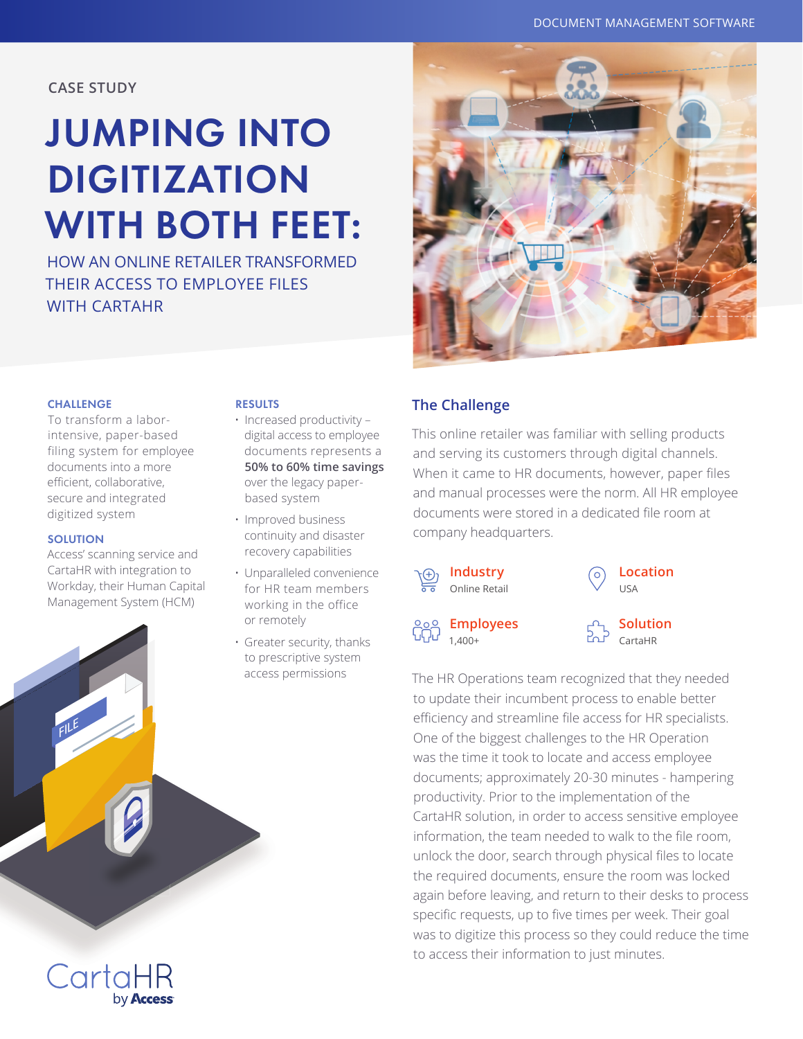CASE STUDY

# JUMPING INTO DIGITIZATION WITH BOTH FEET:

## HOW AN ONLINE RETAILER TRANSFORMED THEIR ACCESS TO EMPLOYEE FILES WITH CARTAHR

### CHALLENGE

To transform a labor-intensive, paper-based filing system for employee documents into a more efficient, collaborative, secure and integrated digitized system

### SOLUTION

Access' scanning service and CartaHR with integration to Workday, their Human Capital Management System (HCM)

### RESULTS

- Increased productivity – digital access to employee documents represents a **50% to 60% time savings** over the legacy paper-based system
- Improved business continuity and disaster recovery capabilities
- Unparalleled convenience for HR team members working in the office or remotely
- Greater security, thanks to prescriptive system access permissions

## The Challenge

This online retailer was familiar with selling products and serving its customers through digital channels. When it came to HR documents, however, paper files and manual processes were the norm. All HR employee documents were stored in a dedicated file room at company headquarters.

**Industry**
Online Retail

**Location**
USA

**Employees**
1,400+

**Solution**
CartaHR

The HR Operations team recognized that they needed to update their incumbent process to enable better efficiency and streamline file access for HR specialists. One of the biggest challenges to the HR Operation was the time it took to locate and access employee documents; approximately 20-30 minutes - hampering productivity. Prior to the implementation of the CartaHR solution, in order to access sensitive employee information, the team needed to walk to the file room, unlock the door, search through physical files to locate the required documents, ensure the room was locked again before leaving, and return to their desks to process specific requests, up to five times per week. Their goal was to digitize this process so they could reduce the time to access their information to just minutes.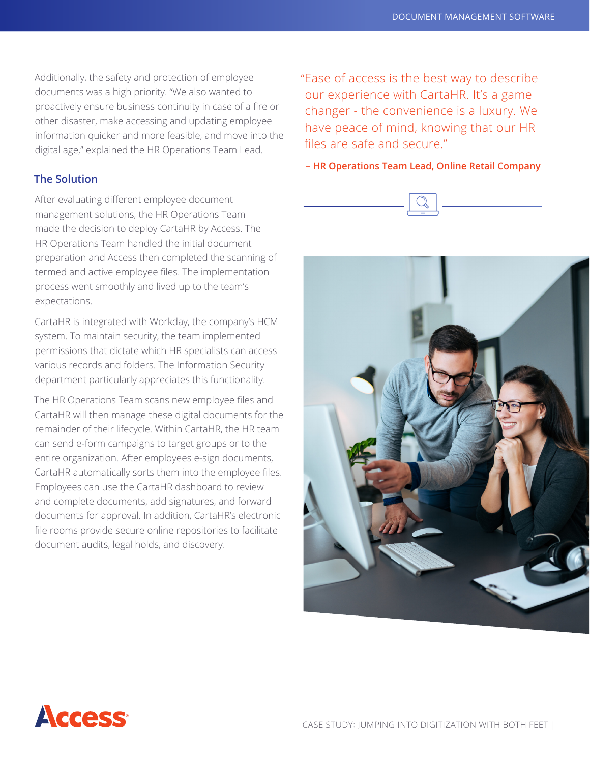Additionally, the safety and protection of employee documents was a high priority. "We also wanted to proactively ensure business continuity in case of a fire or other disaster, make accessing and updating employee information quicker and more feasible, and move into the digital age," explained the HR Operations Team Lead.

## The Solution

After evaluating different employee document management solutions, the HR Operations Team made the decision to deploy CartaHR by Access. The HR Operations Team handled the initial document preparation and Access then completed the scanning of termed and active employee files. The implementation process went smoothly and lived up to the team's expectations.

CartaHR is integrated with Workday, the company's HCM system. To maintain security, the team implemented permissions that dictate which HR specialists can access various records and folders. The Information Security department particularly appreciates this functionality.

The HR Operations Team scans new employee files and CartaHR will then manage these digital documents for the remainder of their lifecycle. Within CartaHR, the HR team can send e-form campaigns to target groups or to the entire organization. After employees e-sign documents, CartaHR automatically sorts them into the employee files. Employees can use the CartaHR dashboard to review and complete documents, add signatures, and forward documents for approval. In addition, CartaHR's electronic file rooms provide secure online repositories to facilitate document audits, legal holds, and discovery.

> "Ease of access is the best way to describe our experience with CartaHR. It's a game changer - the convenience is a luxury. We have peace of mind, knowing that our HR files are safe and secure."
>
> **– HR Operations Team Lead, Online Retail Company**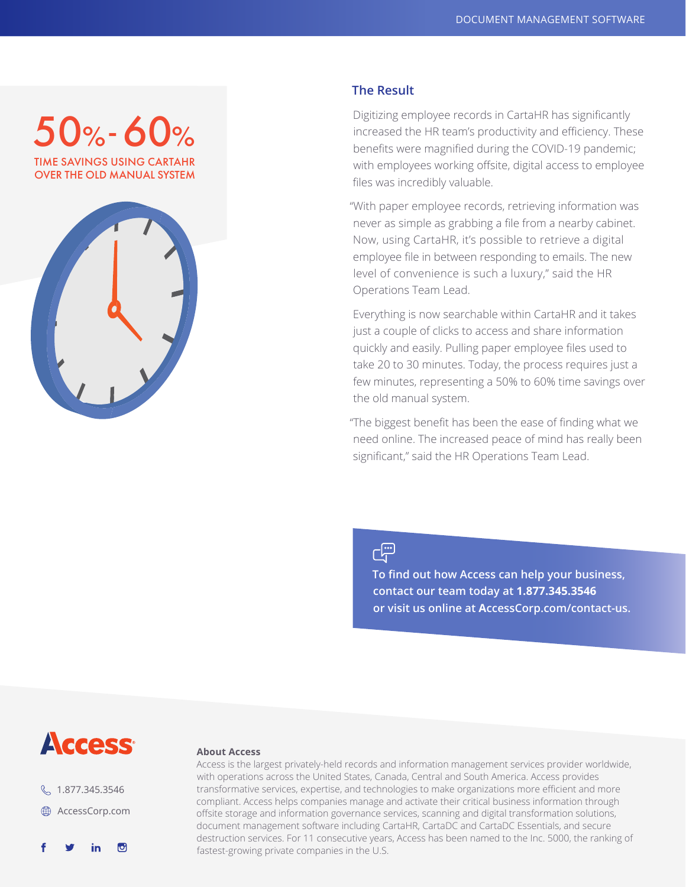**50%-60%**

TIME SAVINGS USING CARTAHR OVER THE OLD MANUAL SYSTEM

## The Result

Digitizing employee records in CartaHR has significantly increased the HR team's productivity and efficiency. These benefits were magnified during the COVID-19 pandemic; with employees working offsite, digital access to employee files was incredibly valuable.

"With paper employee records, retrieving information was never as simple as grabbing a file from a nearby cabinet. Now, using CartaHR, it's possible to retrieve a digital employee file in between responding to emails. The new level of convenience is such a luxury," said the HR Operations Team Lead.

Everything is now searchable within CartaHR and it takes just a couple of clicks to access and share information quickly and easily. Pulling paper employee files used to take 20 to 30 minutes. Today, the process requires just a few minutes, representing a 50% to 60% time savings over the old manual system.

"The biggest benefit has been the ease of finding what we need online. The increased peace of mind has really been significant," said the HR Operations Team Lead.

**To find out how Access can help your business, contact our team today at 1.877.345.3546 or visit us online at AccessCorp.com/contact-us.**

Access

1.877.345.3546

AccessCorp.com

**About Access**

Access is the largest privately-held records and information management services provider worldwide, with operations across the United States, Canada, Central and South America. Access provides transformative services, expertise, and technologies to make organizations more efficient and more compliant. Access helps companies manage and activate their critical business information through offsite storage and information governance services, scanning and digital transformation solutions, document management software including CartaHR, CartaDC and CartaDC Essentials, and secure destruction services. For 11 consecutive years, Access has been named to the Inc. 5000, the ranking of fastest-growing private companies in the U.S.